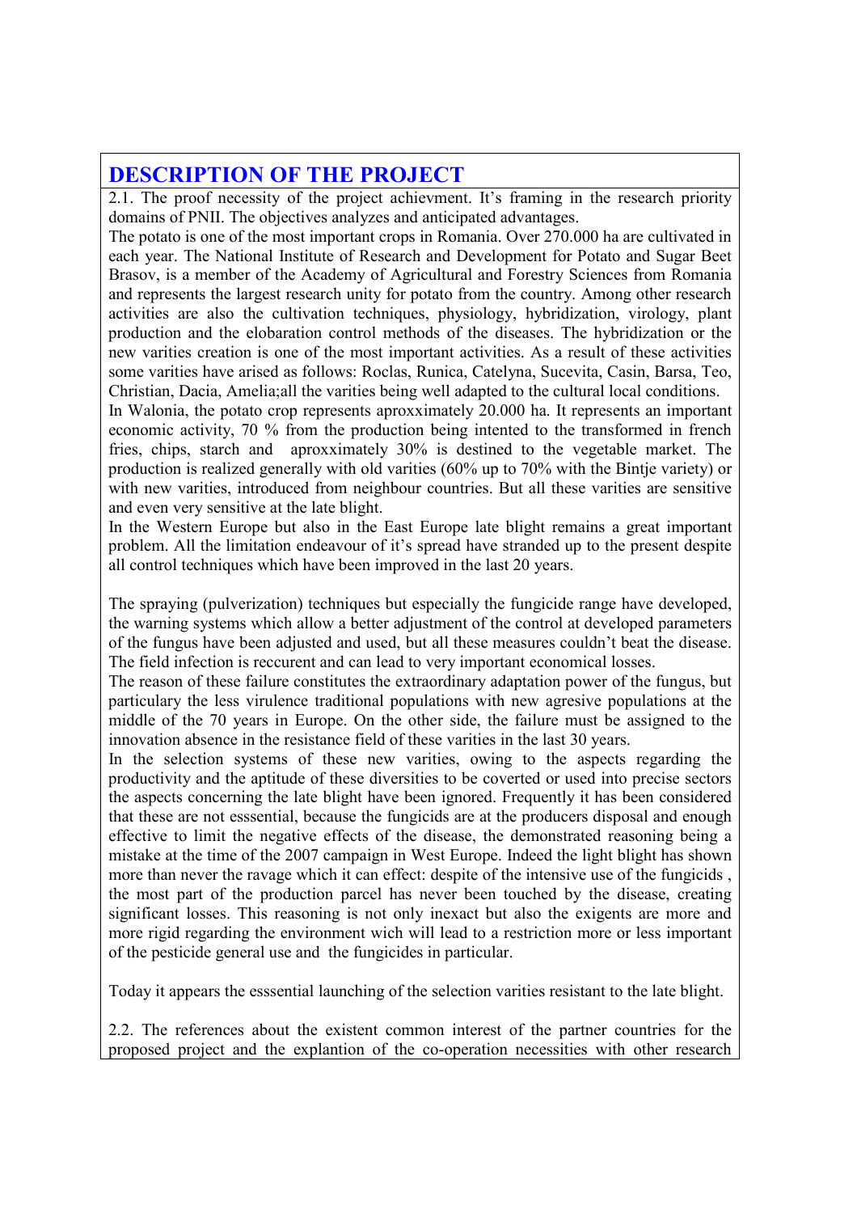# DESCRIPTION OF THE PROJECT

2.1. The proof necessity of the project achievment. It's framing in the research priority domains of PNII. The objectives analyzes and anticipated advantages.

The potato is one of the most important crops in Romania. Over 270.000 ha are cultivated in each year. The National Institute of Research and Development for Potato and Sugar Beet Brasov, is a member of the Academy of Agricultural and Forestry Sciences from Romania and represents the largest research unity for potato from the country. Among other research activities are also the cultivation techniques, physiology, hybridization, virology, plant production and the elobaration control methods of the diseases. The hybridization or the new varities creation is one of the most important activities. As a result of these activities some varities have arised as follows: Roclas, Runica, Catelyna, Sucevita, Casin, Barsa, Teo, Christian, Dacia, Amelia;all the varities being well adapted to the cultural local conditions.

In Walonia, the potato crop represents aproxximately 20.000 ha. It represents an important economic activity, 70 % from the production being intented to the transformed in french fries, chips, starch and aproxximately 30% is destined to the vegetable market. The production is realized generally with old varities (60% up to 70% with the Bintje variety) or with new varities, introduced from neighbour countries. But all these varities are sensitive and even very sensitive at the late blight.

In the Western Europe but also in the East Europe late blight remains a great important problem. All the limitation endeavour of it's spread have stranded up to the present despite all control techniques which have been improved in the last 20 years.

The spraying (pulverization) techniques but especially the fungicide range have developed, the warning systems which allow a better adjustment of the control at developed parameters of the fungus have been adjusted and used, but all these measures couldn't beat the disease. The field infection is reccurent and can lead to very important economical losses.

The reason of these failure constitutes the extraordinary adaptation power of the fungus, but particulary the less virulence traditional populations with new agresive populations at the middle of the 70 years in Europe. On the other side, the failure must be assigned to the innovation absence in the resistance field of these varities in the last 30 years.

In the selection systems of these new varities, owing to the aspects regarding the productivity and the aptitude of these diversities to be coverted or used into precise sectors the aspects concerning the late blight have been ignored. Frequently it has been considered that these are not esssential, because the fungicids are at the producers disposal and enough effective to limit the negative effects of the disease, the demonstrated reasoning being a mistake at the time of the 2007 campaign in West Europe. Indeed the light blight has shown more than never the ravage which it can effect: despite of the intensive use of the fungicids , the most part of the production parcel has never been touched by the disease, creating significant losses. This reasoning is not only inexact but also the exigents are more and more rigid regarding the environment wich will lead to a restriction more or less important of the pesticide general use and the fungicides in particular.

Today it appears the esssential launching of the selection varities resistant to the late blight.

2.2. The references about the existent common interest of the partner countries for the proposed project and the explantion of the co-operation necessities with other research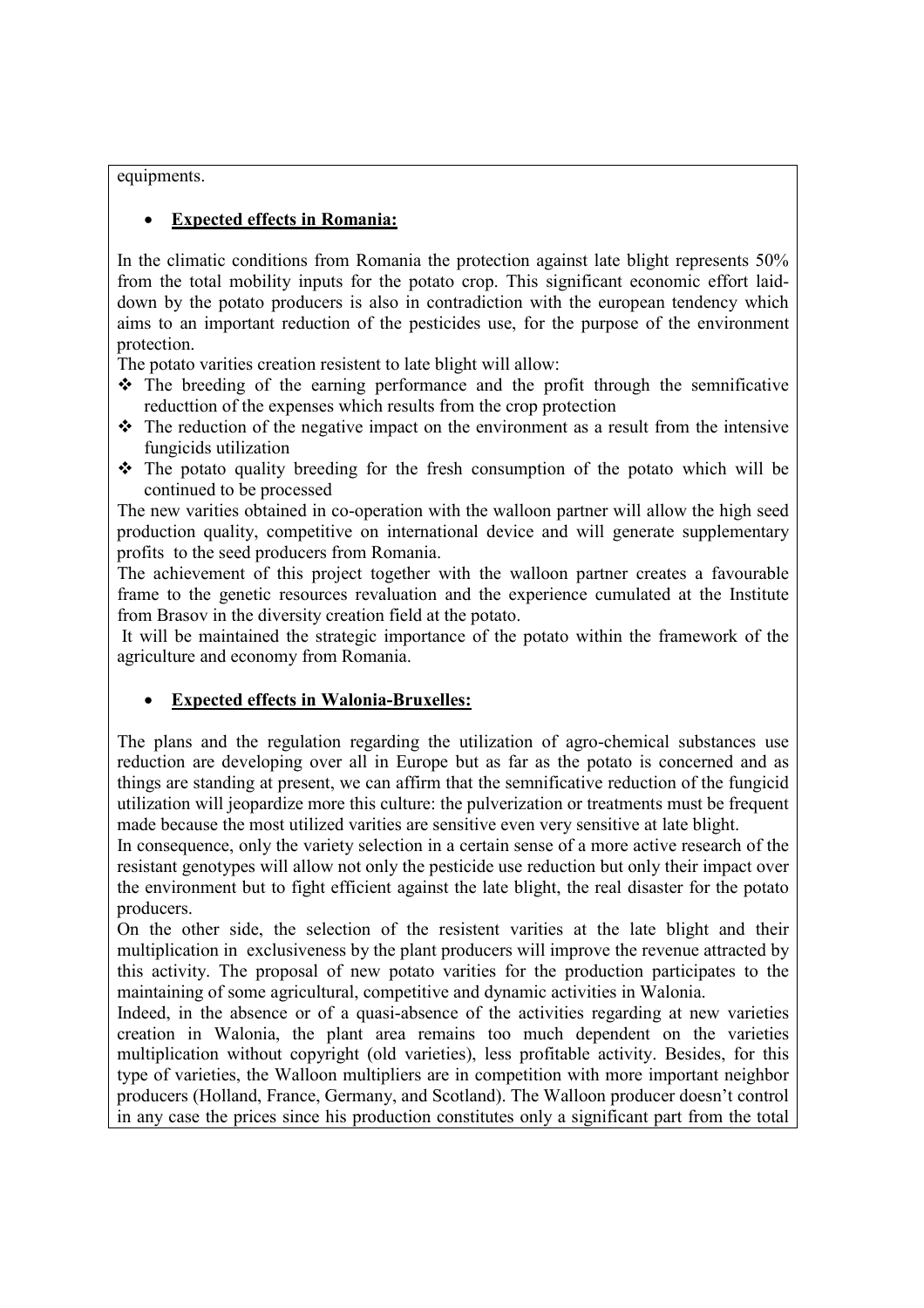equipments.

- **Expected effects in Romania:**

In the climatic conditions from Romania the protection against late blight represents 50% from the total mobility inputs for the potato crop. This significant economic effort laid-down by the potato producers is also in contradiction with the european tendency which aims to an important reduction of the pesticides use, for the purpose of the environment protection.

The potato varities creation resistent to late blight will allow:

- The breeding of the earning performance and the profit through the semnificative reducttion of the expenses which results from the crop protection
- The reduction of the negative impact on the environment as a result from the intensive fungicids utilization
- The potato quality breeding for the fresh consumption of the potato which will be continued to be processed

The new varities obtained in co-operation with the walloon partner will allow the high seed production quality, competitive on international device and will generate supplementary profits to the seed producers from Romania.

The achievement of this project together with the walloon partner creates a favourable frame to the genetic resources revaluation and the experience cumulated at the Institute from Brasov in the diversity creation field at the potato.

It will be maintained the strategic importance of the potato within the framework of the agriculture and economy from Romania.

- **Expected effects in Walonia-Bruxelles:**

The plans and the regulation regarding the utilization of agro-chemical substances use reduction are developing over all in Europe but as far as the potato is concerned and as things are standing at present, we can affirm that the semnificative reduction of the fungicid utilization will jeopardize more this culture: the pulverization or treatments must be frequent made because the most utilized varities are sensitive even very sensitive at late blight.

In consequence, only the variety selection in a certain sense of a more active research of the resistant genotypes will allow not only the pesticide use reduction but only their impact over the environment but to fight efficient against the late blight, the real disaster for the potato producers.

On the other side, the selection of the resistent varities at the late blight and their multiplication in exclusiveness by the plant producers will improve the revenue attracted by this activity. The proposal of new potato varities for the production participates to the maintaining of some agricultural, competitive and dynamic activities in Walonia.

Indeed, in the absence or of a quasi-absence of the activities regarding at new varieties creation in Walonia, the plant area remains too much dependent on the varieties multiplication without copyright (old varieties), less profitable activity. Besides, for this type of varieties, the Walloon multipliers are in competition with more important neighbor producers (Holland, France, Germany, and Scotland). The Walloon producer doesn't control in any case the prices since his production constitutes only a significant part from the total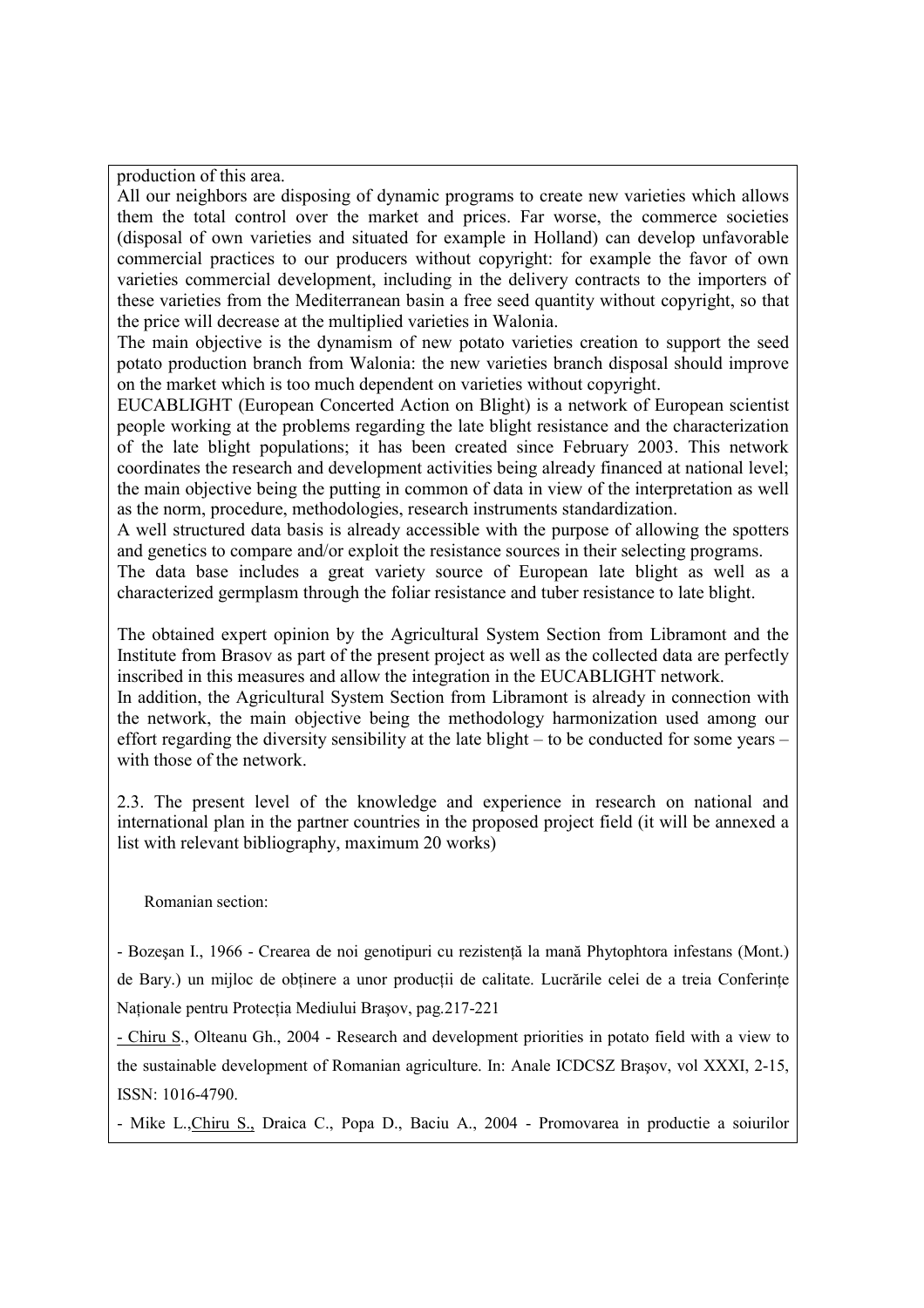production of this area.

All our neighbors are disposing of dynamic programs to create new varieties which allows them the total control over the market and prices. Far worse, the commerce societies (disposal of own varieties and situated for example in Holland) can develop unfavorable commercial practices to our producers without copyright: for example the favor of own varieties commercial development, including in the delivery contracts to the importers of these varieties from the Mediterranean basin a free seed quantity without copyright, so that the price will decrease at the multiplied varieties in Walonia.

The main objective is the dynamism of new potato varieties creation to support the seed potato production branch from Walonia: the new varieties branch disposal should improve on the market which is too much dependent on varieties without copyright.

EUCABLIGHT (European Concerted Action on Blight) is a network of European scientist people working at the problems regarding the late blight resistance and the characterization of the late blight populations; it has been created since February 2003. This network coordinates the research and development activities being already financed at national level; the main objective being the putting in common of data in view of the interpretation as well as the norm, procedure, methodologies, research instruments standardization.

A well structured data basis is already accessible with the purpose of allowing the spotters and genetics to compare and/or exploit the resistance sources in their selecting programs.

The data base includes a great variety source of European late blight as well as a characterized germplasm through the foliar resistance and tuber resistance to late blight.

The obtained expert opinion by the Agricultural System Section from Libramont and the Institute from Brasov as part of the present project as well as the collected data are perfectly inscribed in this measures and allow the integration in the EUCABLIGHT network.

In addition, the Agricultural System Section from Libramont is already in connection with the network, the main objective being the methodology harmonization used among our effort regarding the diversity sensibility at the late blight – to be conducted for some years – with those of the network.

2.3. The present level of the knowledge and experience in research on national and international plan in the partner countries in the proposed project field (it will be annexed a list with relevant bibliography, maximum 20 works)

Romanian section:

- Bozeşan I., 1966 - Crearea de noi genotipuri cu rezistenţă la mană Phytophtora infestans (Mont.) de Bary.) un mijloc de obţinere a unor producţii de calitate. Lucrările celei de a treia Conferinţe Naţionale pentru Protecţia Mediului Braşov, pag.217-221
- Chiru S., Olteanu Gh., 2004 - Research and development priorities in potato field with a view to the sustainable development of Romanian agriculture. In: Anale ICDCSZ Braşov, vol XXXI, 2-15, ISSN: 1016-4790.
- Mike L., Chiru S., Draica C., Popa D., Baciu A., 2004 - Promovarea in productie a soiurilor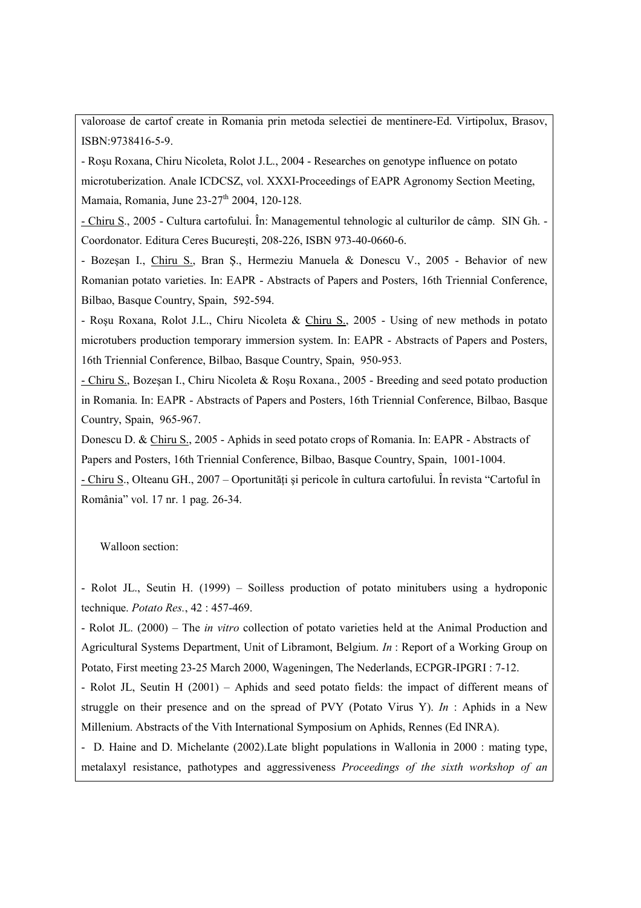valoroase de cartof create in Romania prin metoda selectiei de mentinere-Ed. Virtipolux, Brasov, ISBN:9738416-5-9.

- Roşu Roxana, Chiru Nicoleta, Rolot J.L., 2004 - Researches on genotype influence on potato microtuberization. Anale ICDCSZ, vol. XXXI-Proceedings of EAPR Agronomy Section Meeting, Mamaia, Romania, June 23-27th 2004, 120-128.

- Chiru S., 2005 - Cultura cartofului. În: Managementul tehnologic al culturilor de câmp. SIN Gh. - Coordonator. Editura Ceres Bucureşti, 208-226, ISBN 973-40-0660-6.

- Bozeşan I., Chiru S., Bran Ş., Hermeziu Manuela & Donescu V., 2005 - Behavior of new Romanian potato varieties. In: EAPR - Abstracts of Papers and Posters, 16th Triennial Conference, Bilbao, Basque Country, Spain, 592-594.

- Roşu Roxana, Rolot J.L., Chiru Nicoleta & Chiru S., 2005 - Using of new methods in potato microtubers production temporary immersion system. In: EAPR - Abstracts of Papers and Posters, 16th Triennial Conference, Bilbao, Basque Country, Spain, 950-953.

- Chiru S., Bozeşan I., Chiru Nicoleta & Roşu Roxana., 2005 - Breeding and seed potato production in Romania. In: EAPR - Abstracts of Papers and Posters, 16th Triennial Conference, Bilbao, Basque Country, Spain, 965-967.

Donescu D. & Chiru S., 2005 - Aphids in seed potato crops of Romania. In: EAPR - Abstracts of Papers and Posters, 16th Triennial Conference, Bilbao, Basque Country, Spain, 1001-1004.

- Chiru S., Olteanu GH., 2007 – Oportunități şi pericole în cultura cartofului. În revista "Cartoful în România" vol. 17 nr. 1 pag. 26-34.

Walloon section:

- Rolot JL., Seutin H. (1999) – Soilless production of potato minitubers using a hydroponic technique. *Potato Res.*, 42 : 457-469.

- Rolot JL. (2000) – The *in vitro* collection of potato varieties held at the Animal Production and Agricultural Systems Department, Unit of Libramont, Belgium. *In* : Report of a Working Group on Potato, First meeting 23-25 March 2000, Wageningen, The Nederlands, ECPGR-IPGRI : 7-12.

- Rolot JL, Seutin H (2001) – Aphids and seed potato fields: the impact of different means of struggle on their presence and on the spread of PVY (Potato Virus Y). *In* : Aphids in a New Millenium. Abstracts of the Vith International Symposium on Aphids, Rennes (Ed INRA).

- D. Haine and D. Michelante (2002).Late blight populations in Wallonia in 2000 : mating type, metalaxyl resistance, pathotypes and aggressiveness *Proceedings of the sixth workshop of an*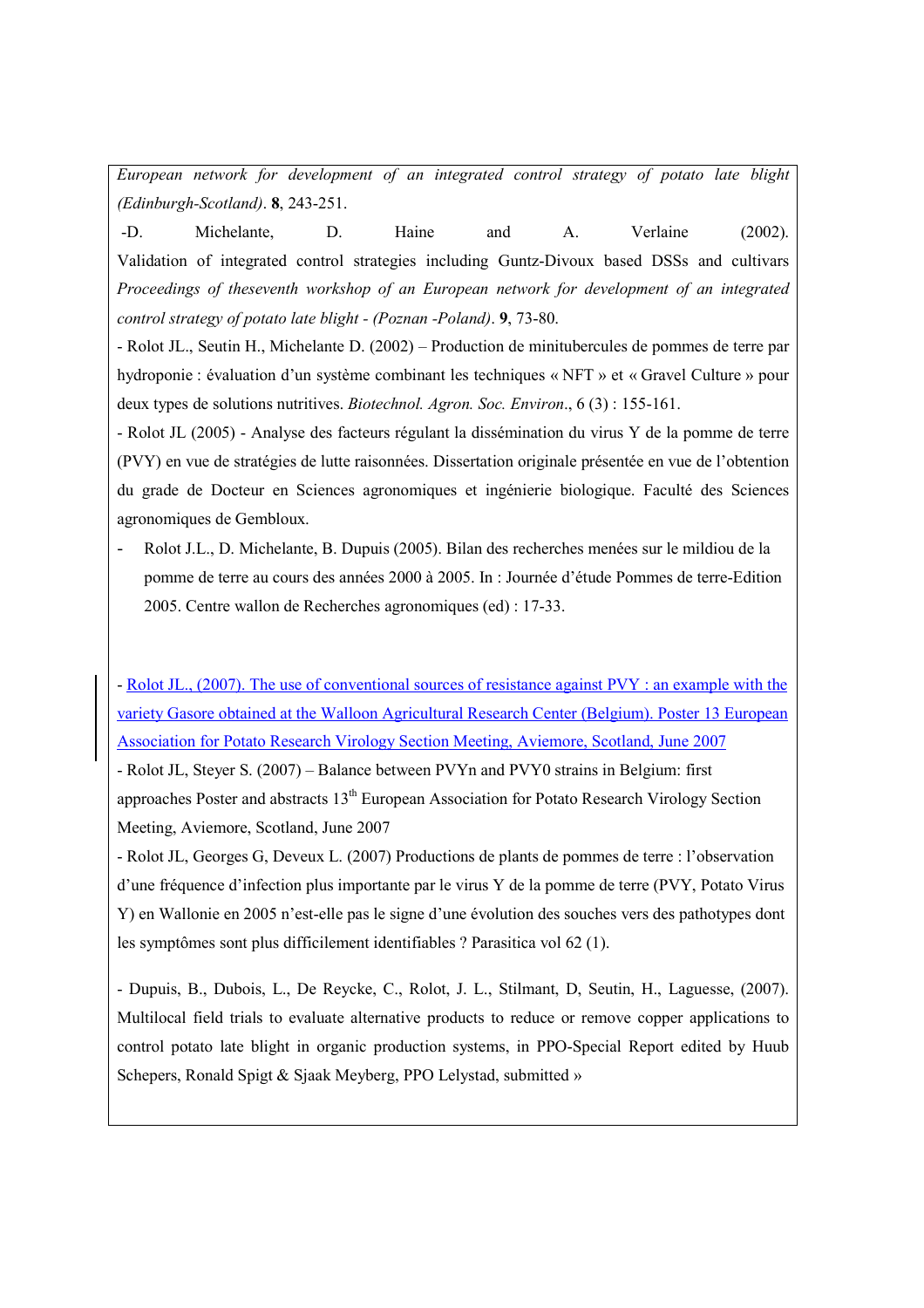*European network for development of an integrated control strategy of potato late blight (Edinburgh-Scotland)*. **8**, 243-251.

-D. Michelante, D. Haine and A. Verlaine (2002). Validation of integrated control strategies including Guntz-Divoux based DSSs and cultivars *Proceedings of theseventh workshop of an European network for development of an integrated control strategy of potato late blight - (Poznan -Poland)*. **9**, 73-80.

- Rolot JL., Seutin H., Michelante D. (2002) – Production de minitubercules de pommes de terre par hydroponie : évaluation d'un système combinant les techniques « NFT » et « Gravel Culture » pour deux types de solutions nutritives. *Biotechnol. Agron. Soc. Environ*., 6 (3) : 155-161.

- Rolot JL (2005) - Analyse des facteurs régulant la dissémination du virus Y de la pomme de terre (PVY) en vue de stratégies de lutte raisonnées. Dissertation originale présentée en vue de l'obtention du grade de Docteur en Sciences agronomiques et ingénierie biologique. Faculté des Sciences agronomiques de Gembloux.

- Rolot J.L., D. Michelante, B. Dupuis (2005). Bilan des recherches menées sur le mildiou de la pomme de terre au cours des années 2000 à 2005. In : Journée d'étude Pommes de terre-Edition 2005. Centre wallon de Recherches agronomiques (ed) : 17-33.

- Rolot JL., (2007). The use of conventional sources of resistance against PVY : an example with the variety Gasore obtained at the Walloon Agricultural Research Center (Belgium). Poster 13 European Association for Potato Research Virology Section Meeting, Aviemore, Scotland, June 2007

- Rolot JL, Steyer S. (2007) – Balance between PVYn and PVY0 strains in Belgium: first approaches Poster and abstracts 13th European Association for Potato Research Virology Section Meeting, Aviemore, Scotland, June 2007

- Rolot JL, Georges G, Deveux L. (2007) Productions de plants de pommes de terre : l'observation d'une fréquence d'infection plus importante par le virus Y de la pomme de terre (PVY, Potato Virus Y) en Wallonie en 2005 n'est-elle pas le signe d'une évolution des souches vers des pathotypes dont les symptômes sont plus difficilement identifiables ? Parasitica vol 62 (1).

- Dupuis, B., Dubois, L., De Reycke, C., Rolot, J. L., Stilmant, D, Seutin, H., Laguesse, (2007). Multilocal field trials to evaluate alternative products to reduce or remove copper applications to control potato late blight in organic production systems, in PPO-Special Report edited by Huub Schepers, Ronald Spigt & Sjaak Meyberg, PPO Lelystad, submitted »